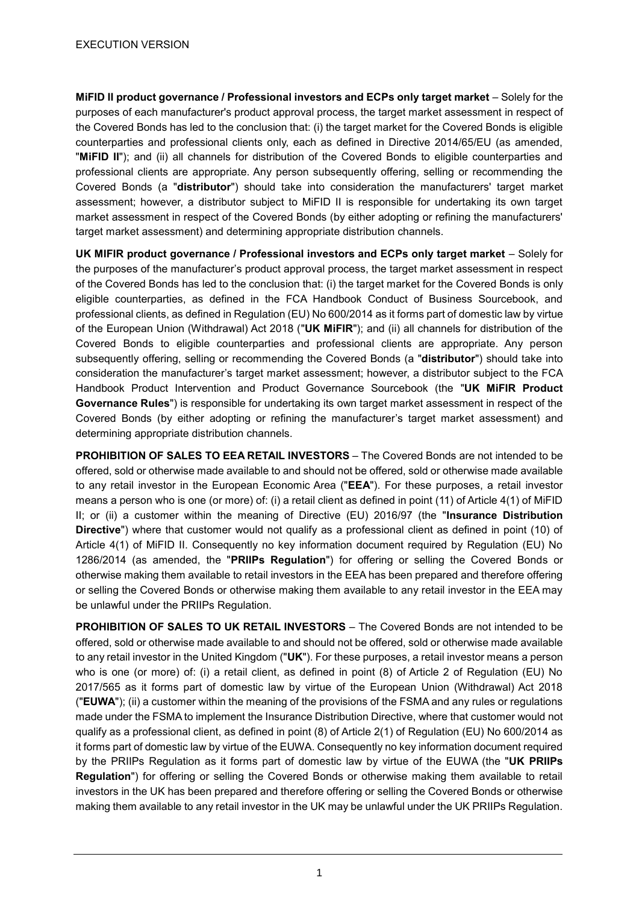**MiFID II product governance / Professional investors and ECPs only target market** – Solely for the purposes of each manufacturer's product approval process, the target market assessment in respect of the Covered Bonds has led to the conclusion that: (i) the target market for the Covered Bonds is eligible counterparties and professional clients only, each as defined in Directive 2014/65/EU (as amended, "**MiFID II**"); and (ii) all channels for distribution of the Covered Bonds to eligible counterparties and professional clients are appropriate. Any person subsequently offering, selling or recommending the Covered Bonds (a "**distributor**") should take into consideration the manufacturers' target market assessment; however, a distributor subject to MiFID II is responsible for undertaking its own target market assessment in respect of the Covered Bonds (by either adopting or refining the manufacturers' target market assessment) and determining appropriate distribution channels.

**UK MIFIR product governance / Professional investors and ECPs only target market** – Solely for the purposes of the manufacturer's product approval process, the target market assessment in respect of the Covered Bonds has led to the conclusion that: (i) the target market for the Covered Bonds is only eligible counterparties, as defined in the FCA Handbook Conduct of Business Sourcebook, and professional clients, as defined in Regulation (EU) No 600/2014 as it forms part of domestic law by virtue of the European Union (Withdrawal) Act 2018 ("**UK MiFIR**"); and (ii) all channels for distribution of the Covered Bonds to eligible counterparties and professional clients are appropriate. Any person subsequently offering, selling or recommending the Covered Bonds (a "**distributor**") should take into consideration the manufacturer's target market assessment; however, a distributor subject to the FCA Handbook Product Intervention and Product Governance Sourcebook (the "**UK MiFIR Product Governance Rules**") is responsible for undertaking its own target market assessment in respect of the Covered Bonds (by either adopting or refining the manufacturer's target market assessment) and determining appropriate distribution channels.

**PROHIBITION OF SALES TO EEA RETAIL INVESTORS** – The Covered Bonds are not intended to be offered, sold or otherwise made available to and should not be offered, sold or otherwise made available to any retail investor in the European Economic Area ("**EEA**"). For these purposes, a retail investor means a person who is one (or more) of: (i) a retail client as defined in point (11) of Article 4(1) of MiFID II; or (ii) a customer within the meaning of Directive (EU) 2016/97 (the "**Insurance Distribution Directive**") where that customer would not qualify as a professional client as defined in point (10) of Article 4(1) of MiFID II. Consequently no key information document required by Regulation (EU) No 1286/2014 (as amended, the "**PRIIPs Regulation**") for offering or selling the Covered Bonds or otherwise making them available to retail investors in the EEA has been prepared and therefore offering or selling the Covered Bonds or otherwise making them available to any retail investor in the EEA may be unlawful under the PRIIPs Regulation.

**PROHIBITION OF SALES TO UK RETAIL INVESTORS** – The Covered Bonds are not intended to be offered, sold or otherwise made available to and should not be offered, sold or otherwise made available to any retail investor in the United Kingdom ("**UK**"). For these purposes, a retail investor means a person who is one (or more) of: (i) a retail client, as defined in point (8) of Article 2 of Regulation (EU) No 2017/565 as it forms part of domestic law by virtue of the European Union (Withdrawal) Act 2018 ("**EUWA**"); (ii) a customer within the meaning of the provisions of the FSMA and any rules or regulations made under the FSMA to implement the Insurance Distribution Directive, where that customer would not qualify as a professional client, as defined in point (8) of Article 2(1) of Regulation (EU) No 600/2014 as it forms part of domestic law by virtue of the EUWA. Consequently no key information document required by the PRIIPs Regulation as it forms part of domestic law by virtue of the EUWA (the "**UK PRIIPs Regulation**") for offering or selling the Covered Bonds or otherwise making them available to retail investors in the UK has been prepared and therefore offering or selling the Covered Bonds or otherwise making them available to any retail investor in the UK may be unlawful under the UK PRIIPs Regulation.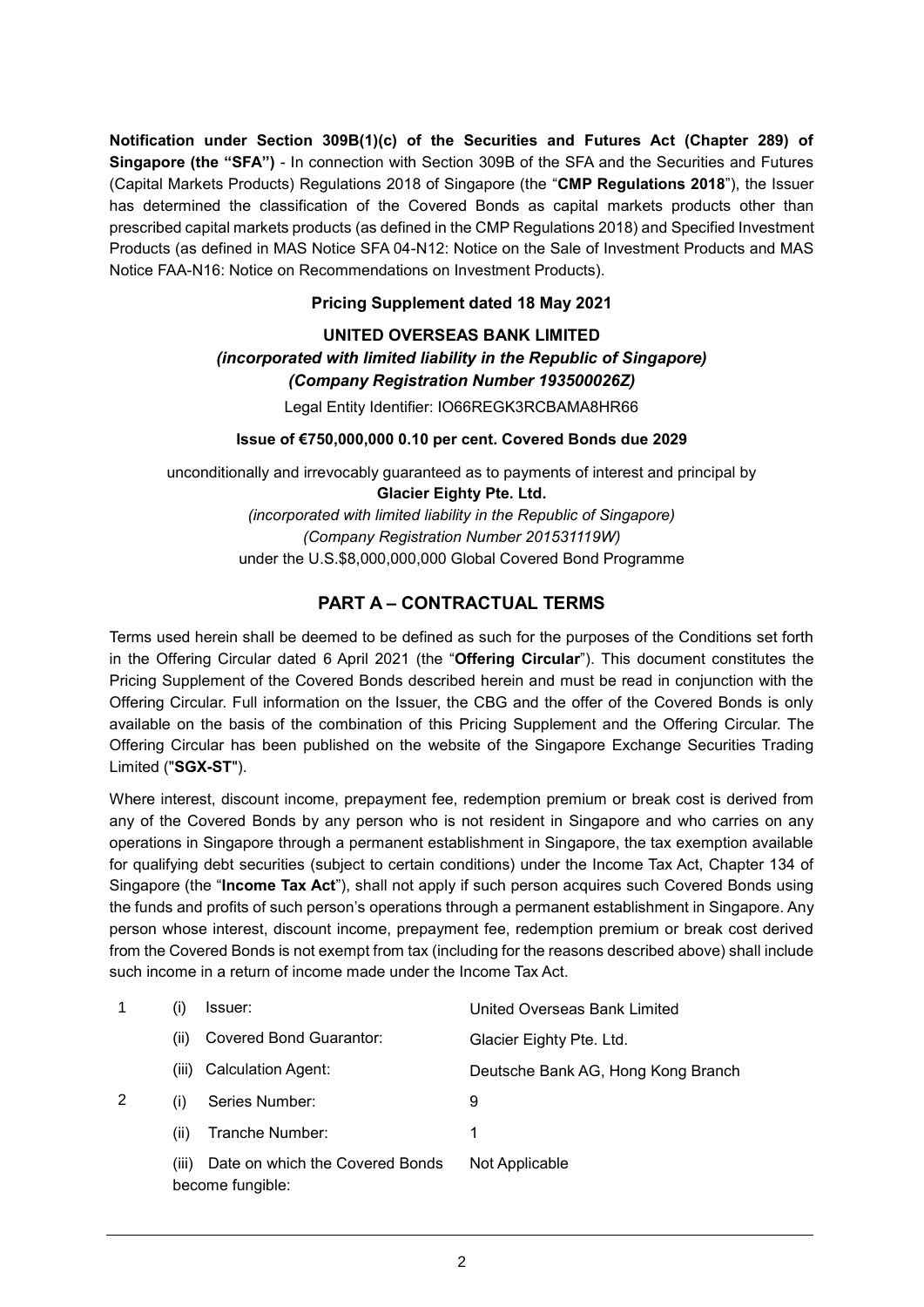**Notification under Section 309B(1)(c) of the Securities and Futures Act (Chapter 289) of Singapore (the "SFA")** - In connection with Section 309B of the SFA and the Securities and Futures (Capital Markets Products) Regulations 2018 of Singapore (the "**CMP Regulations 2018**"), the Issuer has determined the classification of the Covered Bonds as capital markets products other than prescribed capital markets products (as defined in the CMP Regulations 2018) and Specified Investment Products (as defined in MAS Notice SFA 04-N12: Notice on the Sale of Investment Products and MAS Notice FAA-N16: Notice on Recommendations on Investment Products).

**Pricing Supplement dated 18 May 2021**

**UNITED OVERSEAS BANK LIMITED**
***(incorporated with limited liability in the Republic of Singapore)***
***(Company Registration Number 193500026Z)***

Legal Entity Identifier: IO66REGK3RCBAMA8HR66

**Issue of €750,000,000 0.10 per cent. Covered Bonds due 2029**

unconditionally and irrevocably guaranteed as to payments of interest and principal by
**Glacier Eighty Pte. Ltd.**
*(incorporated with limited liability in the Republic of Singapore)*
*(Company Registration Number 201531119W)*
under the U.S.$8,000,000,000 Global Covered Bond Programme

## PART A – CONTRACTUAL TERMS

Terms used herein shall be deemed to be defined as such for the purposes of the Conditions set forth in the Offering Circular dated 6 April 2021 (the "**Offering Circular**"). This document constitutes the Pricing Supplement of the Covered Bonds described herein and must be read in conjunction with the Offering Circular. Full information on the Issuer, the CBG and the offer of the Covered Bonds is only available on the basis of the combination of this Pricing Supplement and the Offering Circular. The Offering Circular has been published on the website of the Singapore Exchange Securities Trading Limited ("**SGX-ST**").

Where interest, discount income, prepayment fee, redemption premium or break cost is derived from any of the Covered Bonds by any person who is not resident in Singapore and who carries on any operations in Singapore through a permanent establishment in Singapore, the tax exemption available for qualifying debt securities (subject to certain conditions) under the Income Tax Act, Chapter 134 of Singapore (the "**Income Tax Act**"), shall not apply if such person acquires such Covered Bonds using the funds and profits of such person's operations through a permanent establishment in Singapore. Any person whose interest, discount income, prepayment fee, redemption premium or break cost derived from the Covered Bonds is not exempt from tax (including for the reasons described above) shall include such income in a return of income made under the Income Tax Act.

| | | | |
|---|---|---|---|
| 1 | (i) | Issuer: | United Overseas Bank Limited |
| | (ii) | Covered Bond Guarantor: | Glacier Eighty Pte. Ltd. |
| | (iii) | Calculation Agent: | Deutsche Bank AG, Hong Kong Branch |
| 2 | (i) | Series Number: | 9 |
| | (ii) | Tranche Number: | 1 |
| | (iii) | Date on which the Covered Bonds become fungible: | Not Applicable |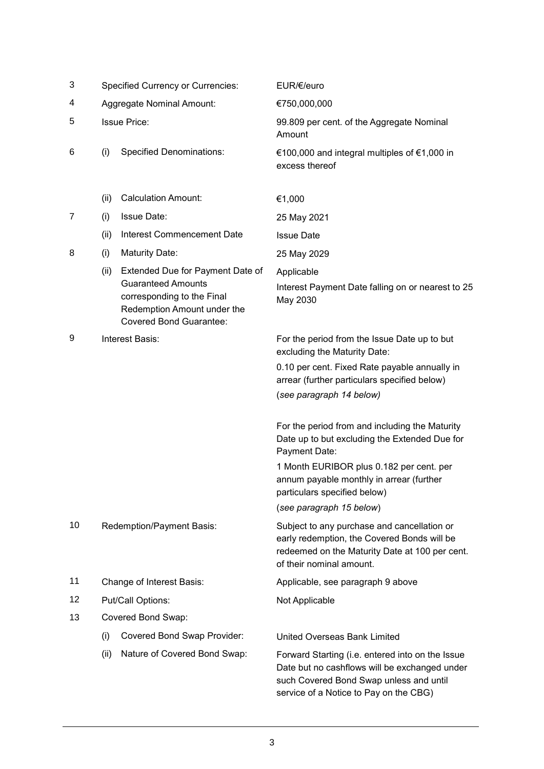| | | | |
|---|---|---|---|
| 3 | | Specified Currency or Currencies: | EUR/€/euro |
| 4 | | Aggregate Nominal Amount: | €750,000,000 |
| 5 | | Issue Price: | 99.809 per cent. of the Aggregate Nominal Amount |
| 6 | (i) | Specified Denominations: | €100,000 and integral multiples of €1,000 in excess thereof |
| | (ii) | Calculation Amount: | €1,000 |
| 7 | (i) | Issue Date: | 25 May 2021 |
| | (ii) | Interest Commencement Date | Issue Date |
| 8 | (i) | Maturity Date: | 25 May 2029 |
| | (ii) | Extended Due for Payment Date of Guaranteed Amounts corresponding to the Final Redemption Amount under the Covered Bond Guarantee: | Applicable<br><br>Interest Payment Date falling on or nearest to 25 May 2030 |
| 9 | | Interest Basis: | For the period from the Issue Date up to but excluding the Maturity Date:<br><br>0.10 per cent. Fixed Rate payable annually in arrear (further particulars specified below)<br><br>(*see paragraph 14 below)*<br><br>For the period from and including the Maturity Date up to but excluding the Extended Due for Payment Date:<br><br>1 Month EURIBOR plus 0.182 per cent. per annum payable monthly in arrear (further particulars specified below)<br><br>(*see paragraph 15 below*) |
| 10 | | Redemption/Payment Basis: | Subject to any purchase and cancellation or early redemption, the Covered Bonds will be redeemed on the Maturity Date at 100 per cent. of their nominal amount. |
| 11 | | Change of Interest Basis: | Applicable, see paragraph 9 above |
| 12 | | Put/Call Options: | Not Applicable |
| 13 | | Covered Bond Swap: | |
| | (i) | Covered Bond Swap Provider: | United Overseas Bank Limited |
| | (ii) | Nature of Covered Bond Swap: | Forward Starting (i.e. entered into on the Issue Date but no cashflows will be exchanged under such Covered Bond Swap unless and until service of a Notice to Pay on the CBG) |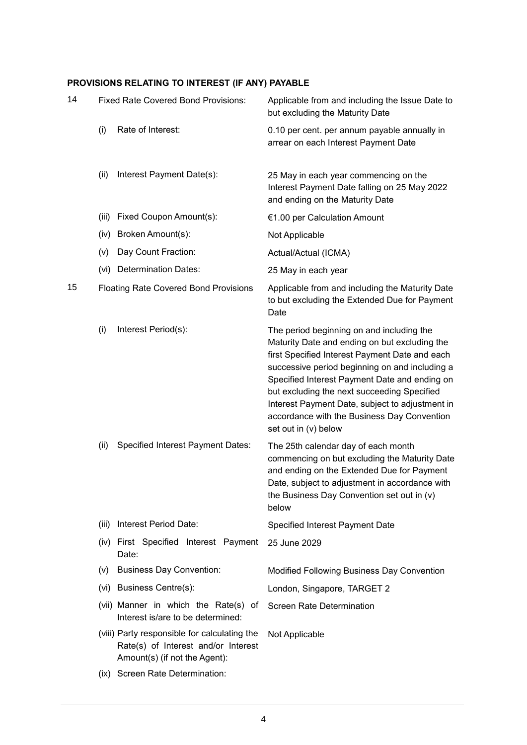**PROVISIONS RELATING TO INTEREST (IF ANY) PAYABLE**

| | | |
|---|---|---|
| 14 | Fixed Rate Covered Bond Provisions: | Applicable from and including the Issue Date to but excluding the Maturity Date |
| | (i) Rate of Interest: | 0.10 per cent. per annum payable annually in arrear on each Interest Payment Date |
| | (ii) Interest Payment Date(s): | 25 May in each year commencing on the Interest Payment Date falling on 25 May 2022 and ending on the Maturity Date |
| | (iii) Fixed Coupon Amount(s): | €1.00 per Calculation Amount |
| | (iv) Broken Amount(s): | Not Applicable |
| | (v) Day Count Fraction: | Actual/Actual (ICMA) |
| | (vi) Determination Dates: | 25 May in each year |
| 15 | Floating Rate Covered Bond Provisions | Applicable from and including the Maturity Date to but excluding the Extended Due for Payment Date |
| | (i) Interest Period(s): | The period beginning on and including the Maturity Date and ending on but excluding the first Specified Interest Payment Date and each successive period beginning on and including a Specified Interest Payment Date and ending on but excluding the next succeeding Specified Interest Payment Date, subject to adjustment in accordance with the Business Day Convention set out in (v) below |
| | (ii) Specified Interest Payment Dates: | The 25th calendar day of each month commencing on but excluding the Maturity Date and ending on the Extended Due for Payment Date, subject to adjustment in accordance with the Business Day Convention set out in (v) below |
| | (iii) Interest Period Date: | Specified Interest Payment Date |
| | (iv) First Specified Interest Payment Date: | 25 June 2029 |
| | (v) Business Day Convention: | Modified Following Business Day Convention |
| | (vi) Business Centre(s): | London, Singapore, TARGET 2 |
| | (vii) Manner in which the Rate(s) of Interest is/are to be determined: | Screen Rate Determination |
| | (viii) Party responsible for calculating the Rate(s) of Interest and/or Interest Amount(s) (if not the Agent): | Not Applicable |
| | (ix) Screen Rate Determination: | |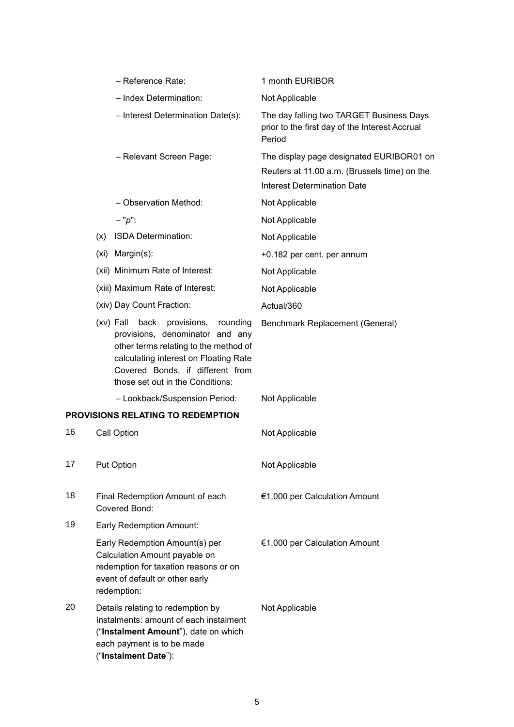| | |
|---|---|
| – Reference Rate: | 1 month EURIBOR |
| – Index Determination: | Not Applicable |
| – Interest Determination Date(s): | The day falling two TARGET Business Days prior to the first day of the Interest Accrual Period |
| – Relevant Screen Page: | The display page designated EURIBOR01 on Reuters at 11.00 a.m. (Brussels time) on the Interest Determination Date |
| – Observation Method: | Not Applicable |
| – "*p*": | Not Applicable |
| (x) ISDA Determination: | Not Applicable |
| (xi) Margin(s): | +0.182 per cent. per annum |
| (xii) Minimum Rate of Interest: | Not Applicable |
| (xiii) Maximum Rate of Interest: | Not Applicable |
| (xiv) Day Count Fraction: | Actual/360 |
| (xv) Fall back provisions, rounding provisions, denominator and any other terms relating to the method of calculating interest on Floating Rate Covered Bonds, if different from those set out in the Conditions: | Benchmark Replacement (General) |
| – Lookback/Suspension Period: | Not Applicable |

**PROVISIONS RELATING TO REDEMPTION**

| | | |
|---|---|---|
| 16 | Call Option | Not Applicable |
| 17 | Put Option | Not Applicable |
| 18 | Final Redemption Amount of each Covered Bond: | €1,000 per Calculation Amount |
| 19 | Early Redemption Amount: | |
| | Early Redemption Amount(s) per Calculation Amount payable on redemption for taxation reasons or on event of default or other early redemption: | €1,000 per Calculation Amount |
| 20 | Details relating to redemption by Instalments: amount of each instalment ("**Instalment Amount**"), date on which each payment is to be made ("**Instalment Date**"): | Not Applicable |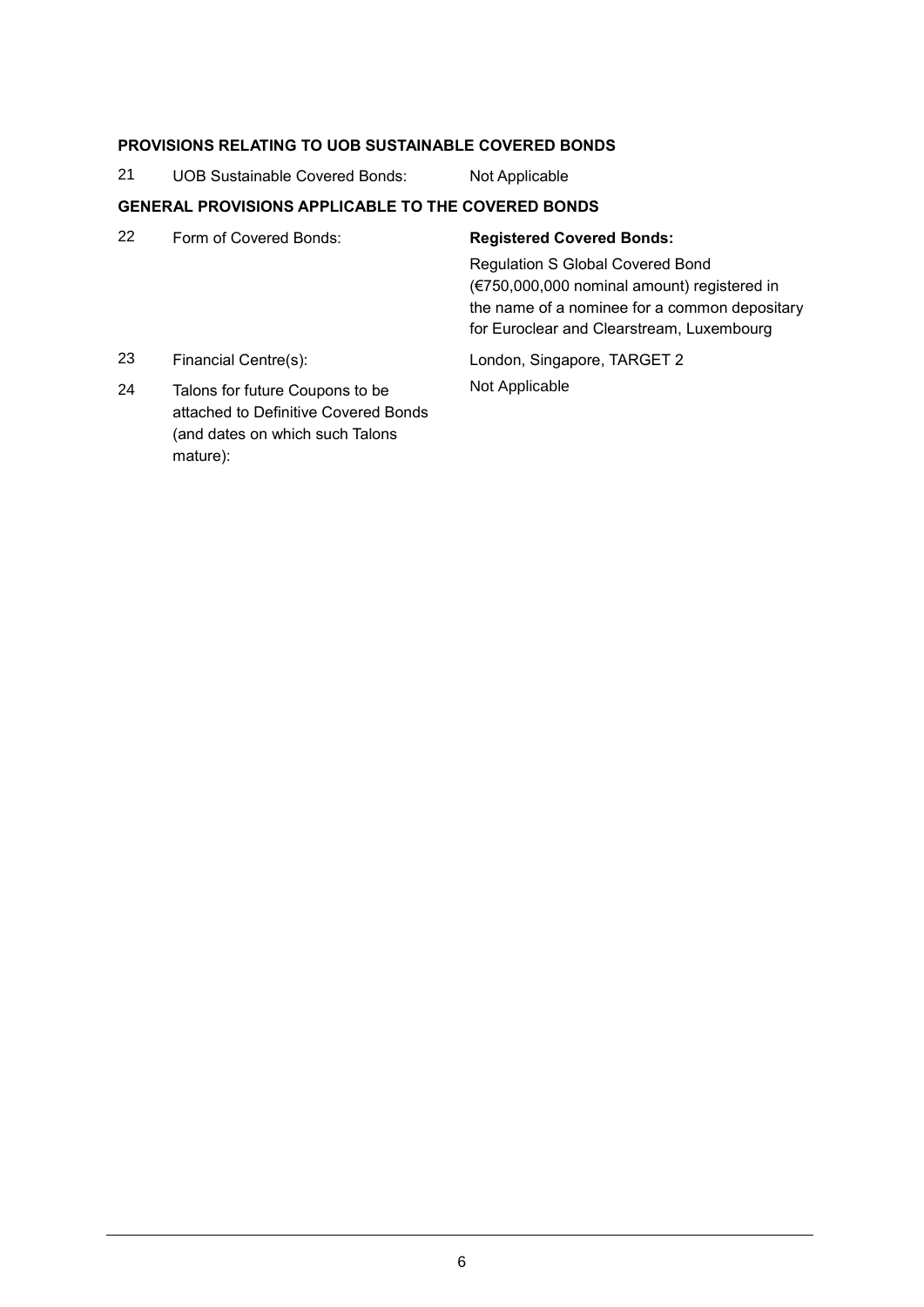**PROVISIONS RELATING TO UOB SUSTAINABLE COVERED BONDS**

| | | |
|---|---|---|
| 21 | UOB Sustainable Covered Bonds: | Not Applicable |

**GENERAL PROVISIONS APPLICABLE TO THE COVERED BONDS**

| | | |
|---|---|---|
| 22 | Form of Covered Bonds: | **Registered Covered Bonds:** Regulation S Global Covered Bond (€750,000,000 nominal amount) registered in the name of a nominee for a common depositary for Euroclear and Clearstream, Luxembourg |
| 23 | Financial Centre(s): | London, Singapore, TARGET 2 |
| 24 | Talons for future Coupons to be attached to Definitive Covered Bonds (and dates on which such Talons mature): | Not Applicable |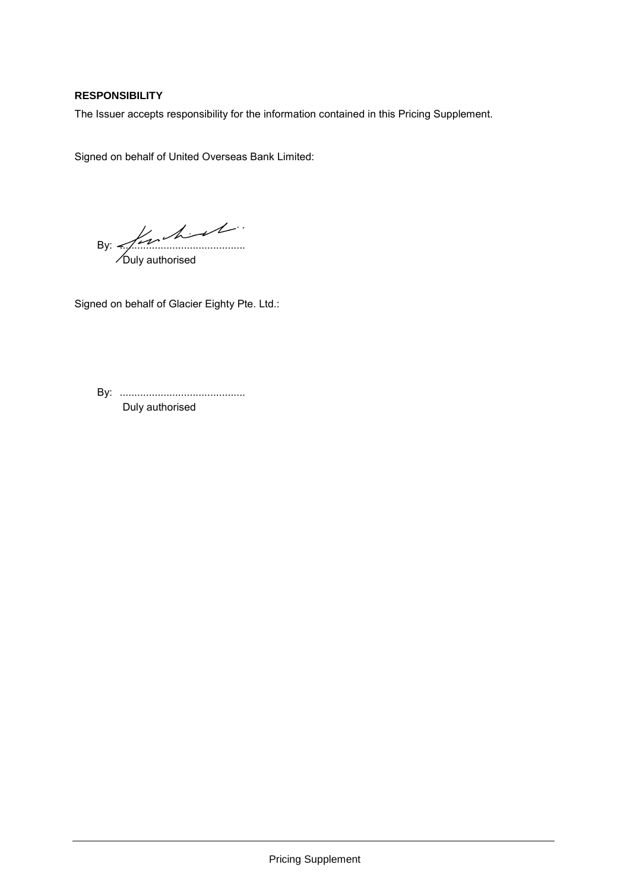**RESPONSIBILITY**

The Issuer accepts responsibility for the information contained in this Pricing Supplement.

Signed on behalf of United Overseas Bank Limited:

By: ..........................................
Duly authorised

Signed on behalf of Glacier Eighty Pte. Ltd.:

By: ..........................................
Duly authorised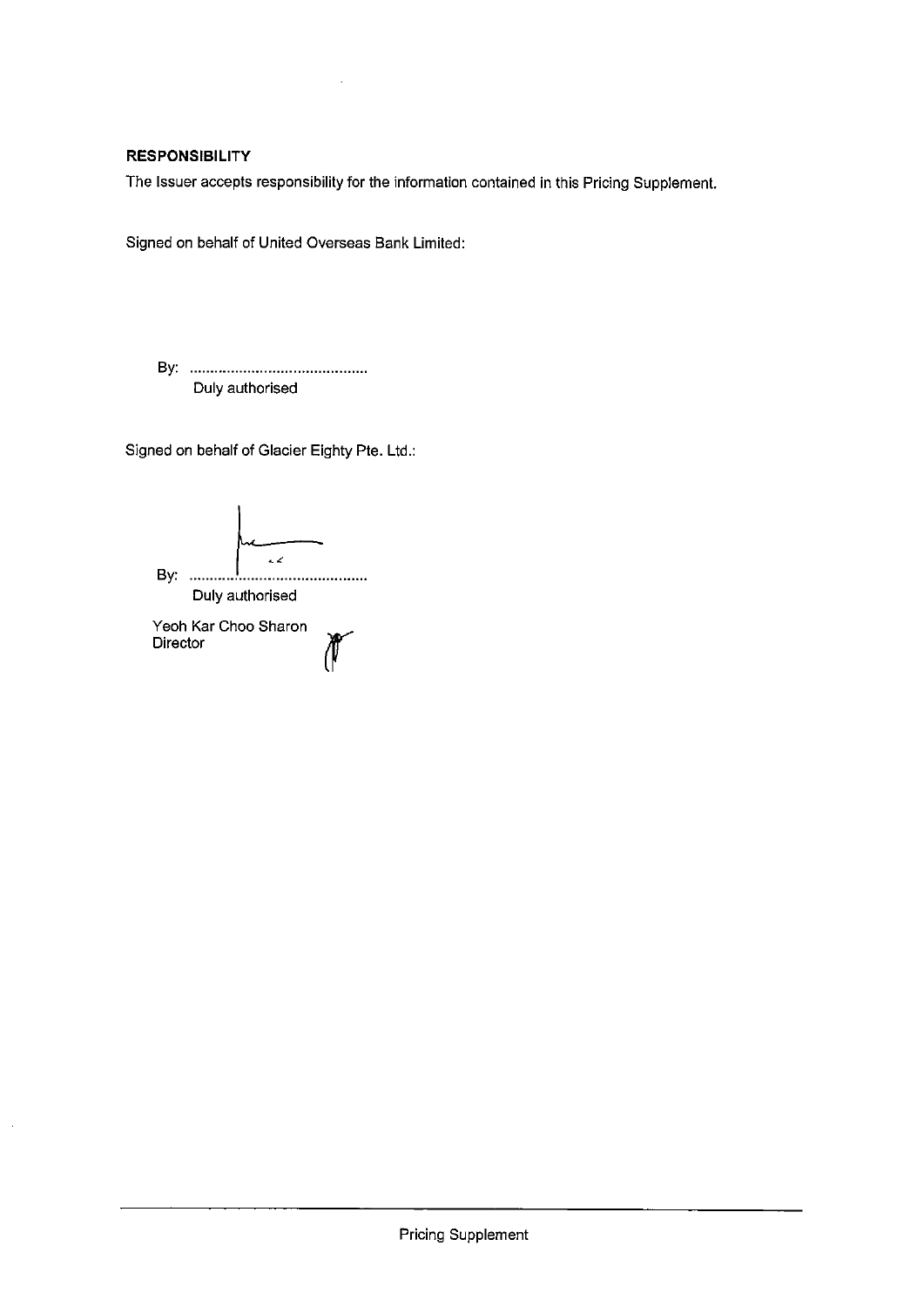**RESPONSIBILITY**

The Issuer accepts responsibility for the information contained in this Pricing Supplement.

Signed on behalf of United Overseas Bank Limited:

By: ..........................................
Duly authorised

Signed on behalf of Glacier Eighty Pte. Ltd.:

By: ..........................................
Duly authorised

Yeoh Kar Choo Sharon
Director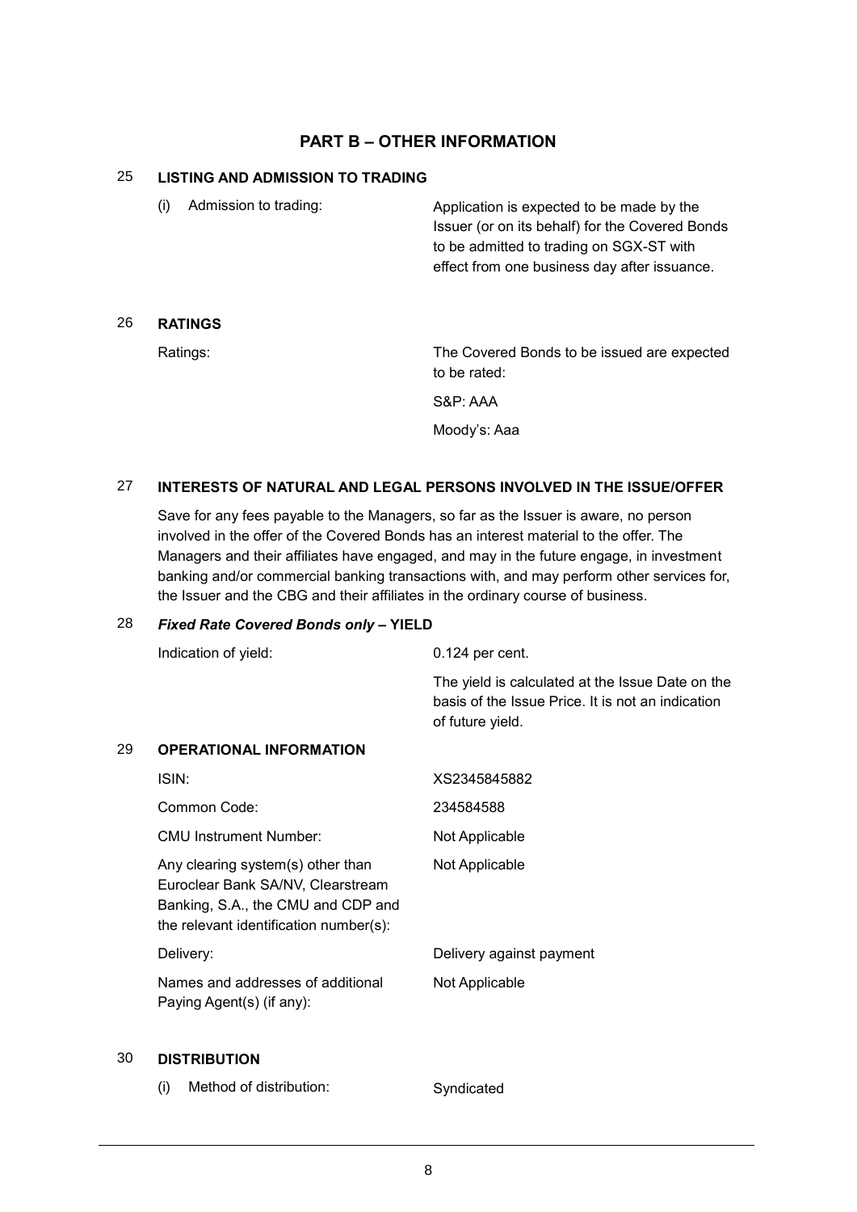## PART B – OTHER INFORMATION

### 25 LISTING AND ADMISSION TO TRADING

| | |
|---|---|
| (i) Admission to trading: | Application is expected to be made by the Issuer (or on its behalf) for the Covered Bonds to be admitted to trading on SGX-ST with effect from one business day after issuance. |

### 26 RATINGS

| | |
|---|---|
| Ratings: | The Covered Bonds to be issued are expected to be rated:<br>S&P: AAA<br>Moody's: Aaa |

### 27 INTERESTS OF NATURAL AND LEGAL PERSONS INVOLVED IN THE ISSUE/OFFER

Save for any fees payable to the Managers, so far as the Issuer is aware, no person involved in the offer of the Covered Bonds has an interest material to the offer. The Managers and their affiliates have engaged, and may in the future engage, in investment banking and/or commercial banking transactions with, and may perform other services for, the Issuer and the CBG and their affiliates in the ordinary course of business.

### 28 *Fixed Rate Covered Bonds only* – YIELD

| | |
|---|---|
| Indication of yield: | 0.124 per cent.<br>The yield is calculated at the Issue Date on the basis of the Issue Price. It is not an indication of future yield. |

### 29 OPERATIONAL INFORMATION

| | |
|---|---|
| ISIN: | XS2345845882 |
| Common Code: | 234584588 |
| CMU Instrument Number: | Not Applicable |
| Any clearing system(s) other than Euroclear Bank SA/NV, Clearstream Banking, S.A., the CMU and CDP and the relevant identification number(s): | Not Applicable |
| Delivery: | Delivery against payment |
| Names and addresses of additional Paying Agent(s) (if any): | Not Applicable |

### 30 DISTRIBUTION

| | |
|---|---|
| (i) Method of distribution: | Syndicated |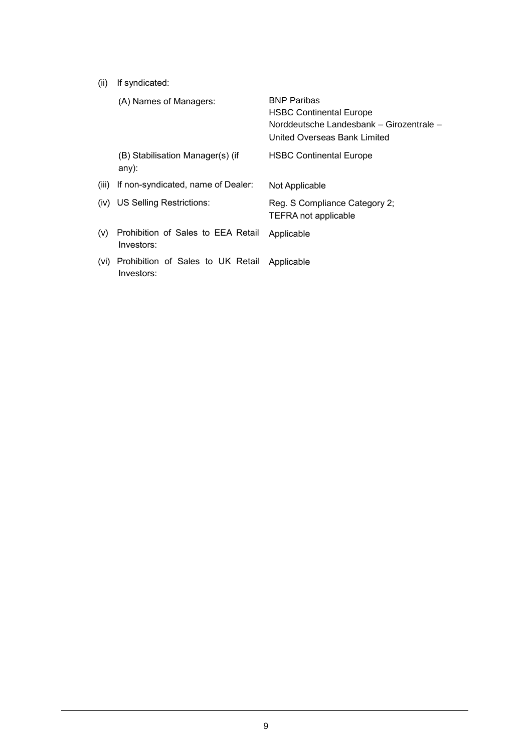| | | |
|---|---|---|
| (ii) | If syndicated: | |
| | (A) Names of Managers: | BNP Paribas<br>HSBC Continental Europe<br>Norddeutsche Landesbank – Girozentrale –<br>United Overseas Bank Limited |
| | (B) Stabilisation Manager(s) (if any): | HSBC Continental Europe |
| (iii) | If non-syndicated, name of Dealer: | Not Applicable |
| (iv) | US Selling Restrictions: | Reg. S Compliance Category 2;<br>TEFRA not applicable |
| (v) | Prohibition of Sales to EEA Retail Investors: | Applicable |
| (vi) | Prohibition of Sales to UK Retail Investors: | Applicable |